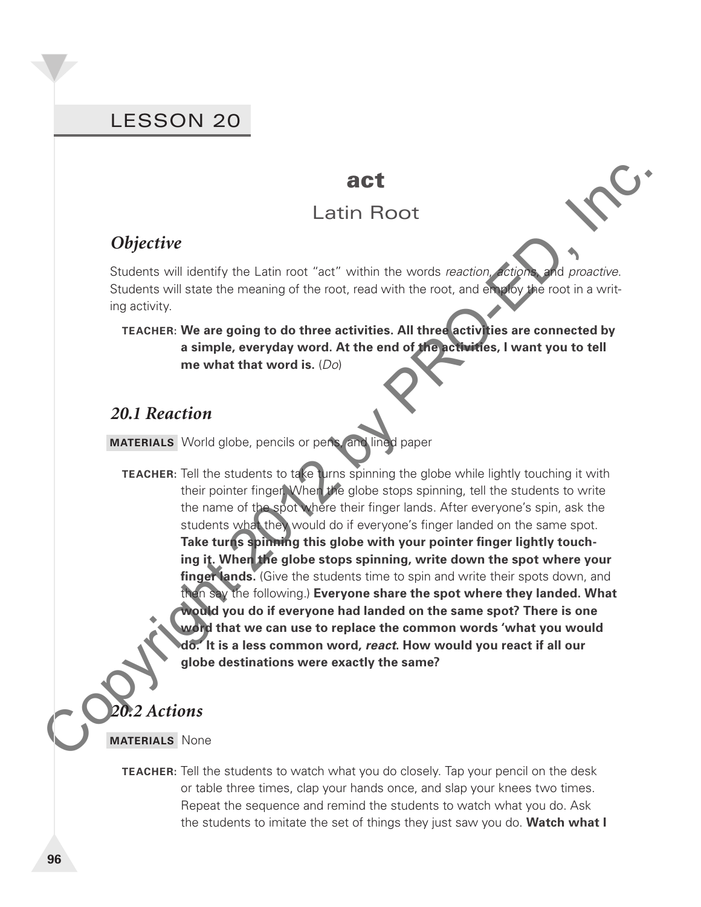# LESSON 20

## act

### Latin Root

### *Objective*

Students will identify the Latin root "act" within the words *reaction*, *actions*, and *proactive*. Students will state the meaning of the root, read with the root, and employ the root in a writing activity.

**TEACHER: We are going to do three activities. All three activities are connected by a simple, everyday word. At the end of the activities, I want you to tell me what that word is.** (*Do*)

### *20.1 Reaction*

**MATERIALS** World globe, pencils or pens, and lined paper

**TEACHER:** Tell the students to take turns spinning the globe while lightly touching it with their pointer finger. When the globe stops spinning, tell the students to write the name of the spot where their finger lands. After everyone's spin, ask the students what they would do if everyone's finger landed on the same spot. **Take turns spinning this globe with your pointer finger lightly touching it. When the globe stops spinning, write down the spot where your finger lands.** (Give the students time to spin and write their spots down, and then say the following.) **Everyone share the spot where they landed. What would you do if everyone had landed on the same spot? There is one word that we can use to replace the common words 'what you would do.' It is a less common word, *react*. How would you react if all our globe destinations were exactly the same?**

### *20.2 Actions*

**MATERIALS** None

**TEACHER:** Tell the students to watch what you do closely. Tap your pencil on the desk or table three times, clap your hands once, and slap your knees two times. Repeat the sequence and remind the students to watch what you do. Ask the students to imitate the set of things they just saw you do. **Watch what I**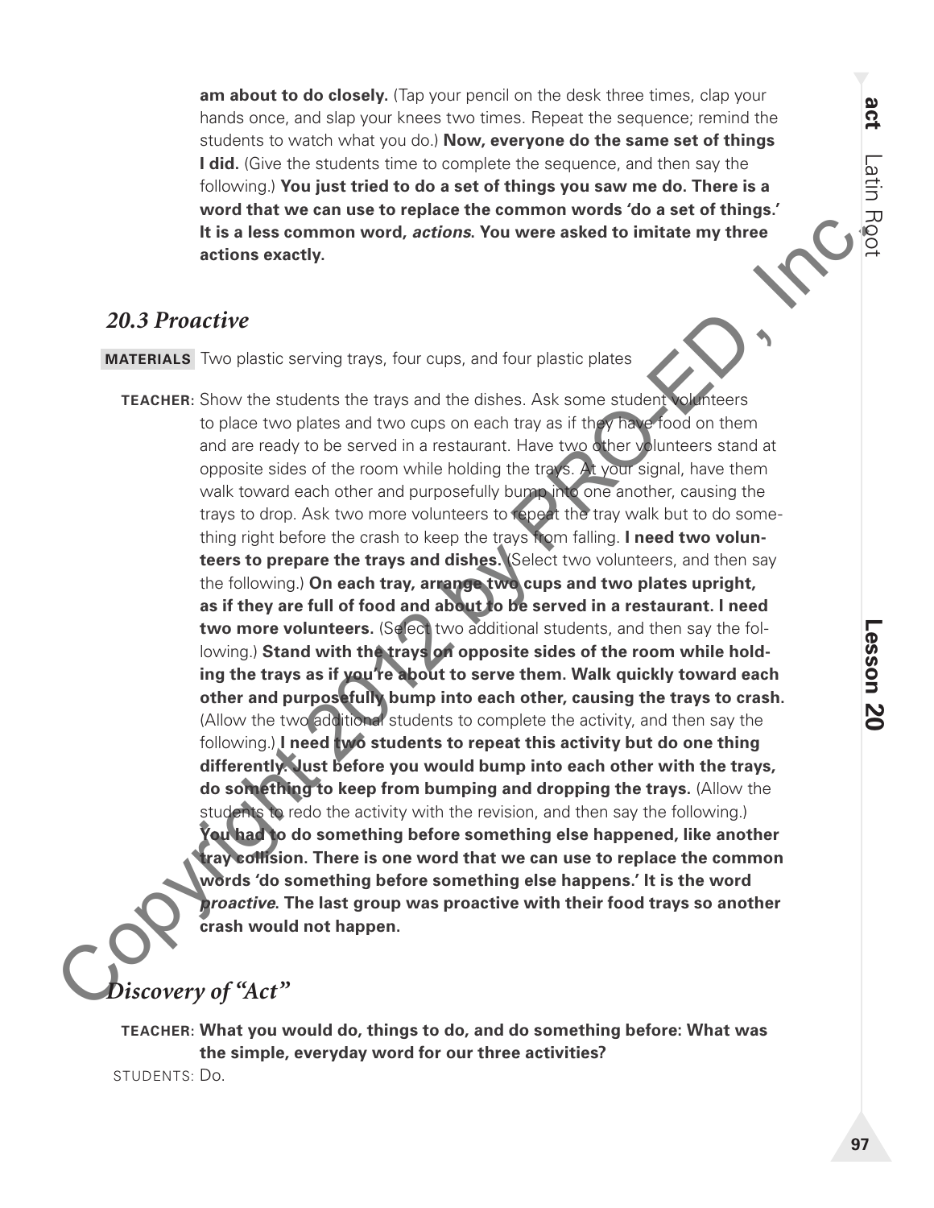**am about to do closely.** (Tap your pencil on the desk three times, clap your hands once, and slap your knees two times. Repeat the sequence; remind the students to watch what you do.) **Now, everyone do the same set of things I did.** (Give the students time to complete the sequence, and then say the following.) **You just tried to do a set of things you saw me do. There is a word that we can use to replace the common words 'do a set of things.' It is a less common word, *actions*. You were asked to imitate my three actions exactly.**

## *20.3 Proactive*

**MATERIALS** Two plastic serving trays, four cups, and four plastic plates

**TEACHER:** Show the students the trays and the dishes. Ask some student volunteers to place two plates and two cups on each tray as if they have food on them and are ready to be served in a restaurant. Have two other volunteers stand at opposite sides of the room while holding the trays. At your signal, have them walk toward each other and purposefully bump into one another, causing the trays to drop. Ask two more volunteers to repeat the tray walk but to do something right before the crash to keep the trays from falling. **I need two volunteers to prepare the trays and dishes.** (Select two volunteers, and then say the following.) **On each tray, arrange two cups and two plates upright, as if they are full of food and about to be served in a restaurant. I need two more volunteers.** (Select two additional students, and then say the following.) **Stand with the trays on opposite sides of the room while holding the trays as if you're about to serve them. Walk quickly toward each other and purposefully bump into each other, causing the trays to crash.** (Allow the two additional students to complete the activity, and then say the following.) **I need two students to repeat this activity but do one thing differently. Just before you would bump into each other with the trays, do something to keep from bumping and dropping the trays.** (Allow the students to redo the activity with the revision, and then say the following.) **You had to do something before something else happened, like another tray collision. There is one word that we can use to replace the common words 'do something before something else happens.' It is the word *proactive*. The last group was proactive with their food trays so another crash would not happen.**

## *Discovery of "Act"*

**TEACHER: What you would do, things to do, and do something before: What was the simple, everyday word for our three activities?**

STUDENTS: Do.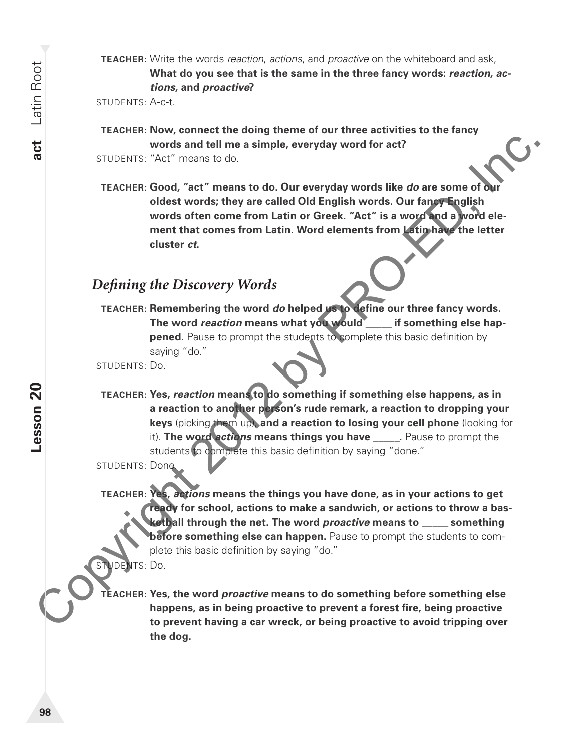**TEACHER:** Write the words *reaction*, *actions*, and *proactive* on the whiteboard and ask, **What do you see that is the same in the three fancy words: *reaction, actions,* and *proactive*?**

STUDENTS: A-c-t.

**TEACHER: Now, connect the doing theme of our three activities to the fancy words and tell me a simple, everyday word for act?**

STUDENTS: "Act" means to do.

**TEACHER: Good, "act" means to do. Our everyday words like *do* are some of our oldest words; they are called Old English words. Our fancy English words often come from Latin or Greek. "Act" is a word and a word element that comes from Latin. Word elements from Latin have the letter cluster *ct*.**

## *Defining the Discovery Words*

**TEACHER: Remembering the word *do* helped us to define our three fancy words. The word *reaction* means what you would _____ if something else happened.** Pause to prompt the students to complete this basic definition by saying "do."

STUDENTS: Do.

**TEACHER: Yes, *reaction* means to do something if something else happens, as in a reaction to another person's rude remark, a reaction to dropping your keys** (picking them up), **and a reaction to losing your cell phone** (looking for it). **The word *actions* means things you have _____.** Pause to prompt the students to complete this basic definition by saying "done."

STUDENTS: Done.

**TEACHER: Yes, *actions* means the things you have done, as in your actions to get ready for school, actions to make a sandwich, or actions to throw a basketball through the net. The word *proactive* means to _____ something before something else can happen.** Pause to prompt the students to complete this basic definition by saying "do."

STUDENTS: Do.

**TEACHER: Yes, the word *proactive* means to do something before something else happens, as in being proactive to prevent a forest fire, being proactive to prevent having a car wreck, or being proactive to avoid tripping over the dog.**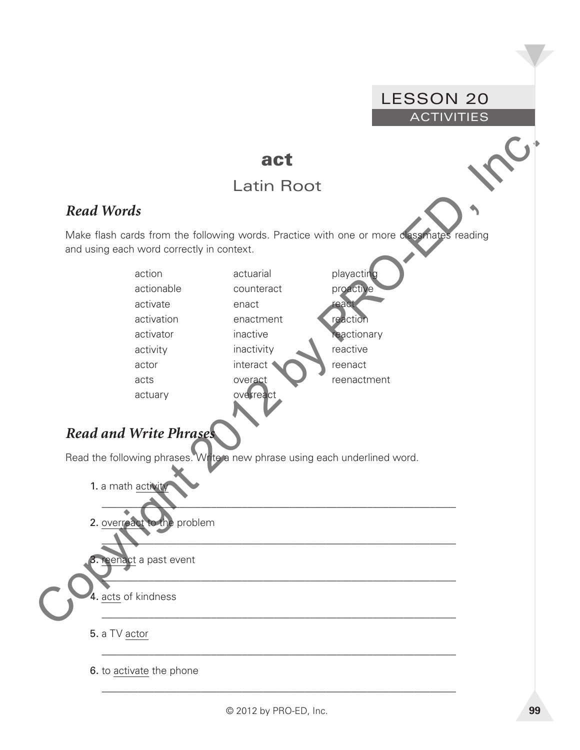# LESSON 20
## ACTIVITIES

# act

## Latin Root

### *Read Words*

Make flash cards from the following words. Practice with one or more classmates reading and using each word correctly in context.

| | | |
|---|---|---|
| action | actuarial | playacting |
| actionable | counteract | proactive |
| activate | enact | react |
| activation | enactment | reaction |
| activator | inactive | reactionary |
| activity | inactivity | reactive |
| actor | interact | reenact |
| acts | overact | reenactment |
| actuary | overreact | |

### *Read and Write Phrases*

Read the following phrases. Write a new phrase using each underlined word.

1. a math <u>activity</u>

   ___________________________________________________________

2. <u>overreact</u> to the problem

   ___________________________________________________________

3. <u>reenact</u> a past event

   ___________________________________________________________

4. <u>acts</u> of kindness

   ___________________________________________________________

5. a TV <u>actor</u>

   ___________________________________________________________

6. to <u>activate</u> the phone

   ___________________________________________________________

© 2012 by PRO-ED, Inc.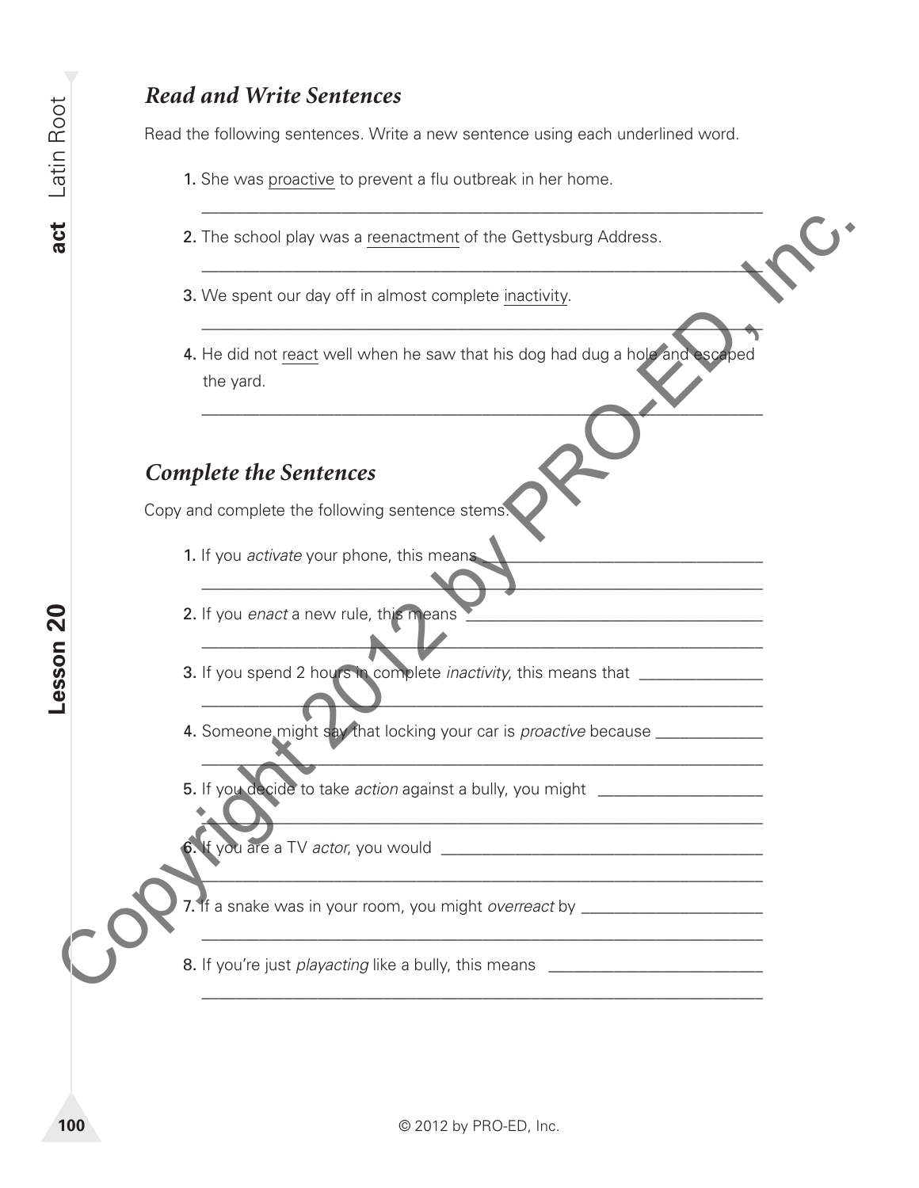## *Read and Write Sentences*

Read the following sentences. Write a new sentence using each underlined word.

1. She was proactive to prevent a flu outbreak in her home.

______________________________________________________________

2. The school play was a reenactment of the Gettysburg Address.

______________________________________________________________

3. We spent our day off in almost complete inactivity.

______________________________________________________________

4. He did not react well when he saw that his dog had dug a hole and escaped the yard.

______________________________________________________________

## *Complete the Sentences*

Copy and complete the following sentence stems.

1. If you *activate* your phone, this means ______________________________

______________________________________________________________

2. If you *enact* a new rule, this means ______________________________

______________________________________________________________

3. If you spend 2 hours in complete *inactivity*, this means that ______________

______________________________________________________________

4. Someone might say that locking your car is *proactive* because ____________

______________________________________________________________

5. If you decide to take *action* against a bully, you might ___________________

______________________________________________________________

6. If you are a TV *actor*, you would ______________________________________

______________________________________________________________

7. If a snake was in your room, you might *overreact* by _____________________

______________________________________________________________

8. If you're just *playacting* like a bully, this means _________________________

______________________________________________________________

© 2012 by PRO-ED, Inc.